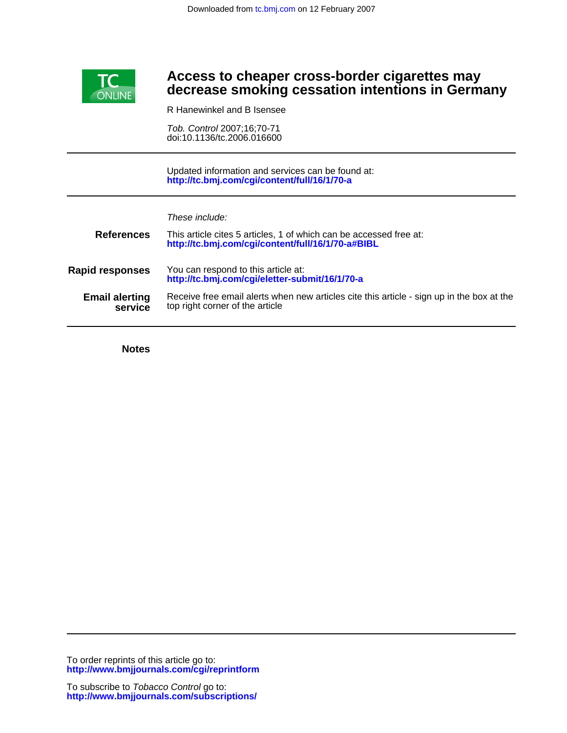Downloaded from tc.bmj.com on 12 February 2007

TC ONLINE

# Access to cheaper cross-border cigarettes may decrease smoking cessation intentions in Germany

R Hanewinkel and B Isensee

*Tob. Control* 2007;16;70-71
doi:10.1136/tc.2006.016600

Updated information and services can be found at:
**http://tc.bmj.com/cgi/content/full/16/1/70-a**

*These include:*

**References** This article cites 5 articles, 1 of which can be accessed free at:
**http://tc.bmj.com/cgi/content/full/16/1/70-a#BIBL**

**Rapid responses** You can respond to this article at:
**http://tc.bmj.com/cgi/eletter-submit/16/1/70-a**

**Email alerting service** Receive free email alerts when new articles cite this article - sign up in the box at the top right corner of the article

**Notes**

To order reprints of this article go to:
**http://www.bmjjournals.com/cgi/reprintform**

To subscribe to *Tobacco Control* go to:
**http://www.bmjjournals.com/subscriptions/**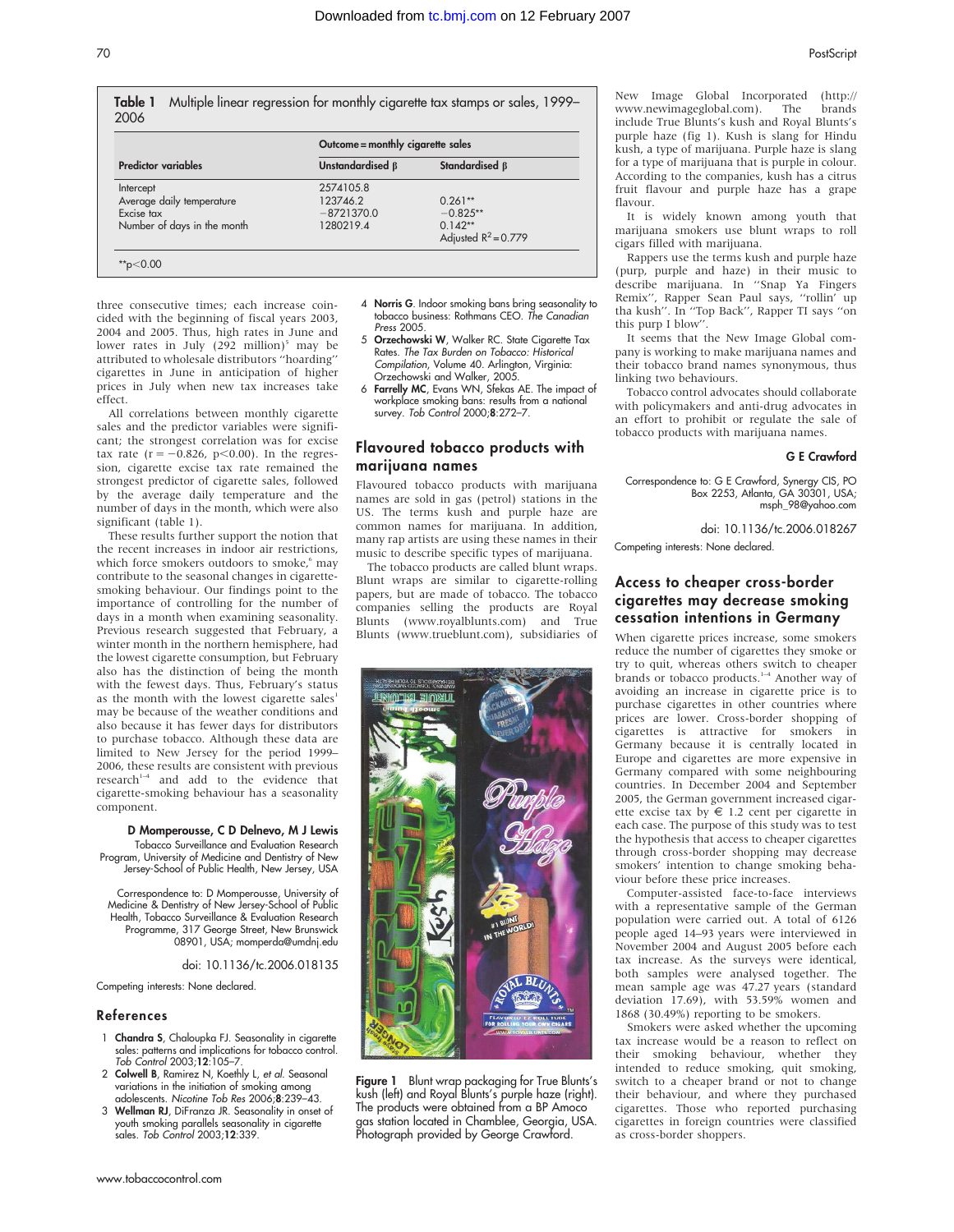**Table 1** Multiple linear regression for monthly cigarette tax stamps or sales, 1999–2006

| Predictor variables | Outcome = monthly cigarette sales | |
|---|---|---|
| | Unstandardised β | Standardised β |
| Intercept | 2574105.8 | |
| Average daily temperature | 123746.2 | 0.261** |
| Excise tax | −8721370.0 | −0.825** |
| Number of days in the month | 1280219.4 | 0.142** |
| | | Adjusted $R^2 = 0.779$ |

**$p<0.00$

three consecutive times; each increase coincided with the beginning of fiscal years 2003, 2004 and 2005. Thus, high rates in June and lower rates in July (292 million)[5] may be attributed to wholesale distributors "hoarding" cigarettes in June in anticipation of higher prices in July when new tax increases take effect.

All correlations between monthly cigarette sales and the predictor variables were significant; the strongest correlation was for excise tax rate ($r = -0.826$, $p<0.00$). In the regression, cigarette excise tax rate remained the strongest predictor of cigarette sales, followed by the average daily temperature and the number of days in the month, which were also significant (table 1).

These results further support the notion that the recent increases in indoor air restrictions, which force smokers outdoors to smoke,[6] may contribute to the seasonal changes in cigarette-smoking behaviour. Our findings point to the importance of controlling for the number of days in a month when examining seasonality. Previous research suggested that February, a winter month in the northern hemisphere, had the lowest cigarette consumption, but February also has the distinction of being the month with the fewest days. Thus, February's status as the month with the lowest cigarette sales[1] may be because of the weather conditions and also because it has fewer days for distributors to purchase tobacco. Although these data are limited to New Jersey for the period 1999–2006, these results are consistent with previous research[1–4] and add to the evidence that cigarette-smoking behaviour has a seasonality component.

**D Momperousse, C D Delnevo, M J Lewis**
Tobacco Surveillance and Evaluation Research Program, University of Medicine and Dentistry of New Jersey-School of Public Health, New Jersey, USA

Correspondence to: D Momperousse, University of Medicine & Dentistry of New Jersey-School of Public Health, Tobacco Surveillance & Evaluation Research Programme, 317 George Street, New Brunswick 08901, USA; momperda@umdnj.edu

doi: 10.1136/tc.2006.018135

Competing interests: None declared.

## References

1. **Chandra S**, Chaloupka FJ. Seasonality in cigarette sales: patterns and implications for tobacco control. *Tob Control* 2003;**12**:105–7.
2. **Colwell B**, Ramirez N, Koehly L, *et al*. Seasonal variations in the initiation of smoking among adolescents. *Nicotine Tob Res* 2006;**8**:239–43.
3. **Wellman RJ**, DiFranza JR. Seasonality in onset of youth smoking parallels seasonality in cigarette sales. *Tob Control* 2003;**12**:339.
4. **Norris G**. Indoor smoking bans bring seasonality to tobacco business: Rothmans CEO. *The Canadian Press* 2005.
5. **Orzechowski W**, Walker RC. State Cigarette Tax Rates. *The Tax Burden on Tobacco: Historical Compilation*, Volume 40. Arlington, Virginia: Orzechowski and Walker, 2005.
6. **Farrelly MC**, Evans WN, Sfekas AE. The impact of workplace smoking bans: results from a national survey. *Tob Control* 2000;**8**:272–7.

## Flavoured tobacco products with marijuana names

Flavoured tobacco products with marijuana names are sold in gas (petrol) stations in the US. The terms kush and purple haze are common names for marijuana. In addition, many rap artists are using these names in their music to describe specific types of marijuana.

The tobacco products are called blunt wraps. Blunt wraps are similar to cigarette-rolling papers, but are made of tobacco. The tobacco companies selling the products are Royal Blunts (www.royalblunts.com) and True Blunts (www.trueblunt.com), subsidiaries of New Image Global Incorporated (http://www.newimageglobal.com). The brands include True Blunts's kush and Royal Blunts's purple haze (fig 1). Kush is slang for Hindu kush, a type of marijuana. Purple haze is slang for a type of marijuana that is purple in colour. According to the companies, kush has a citrus fruit flavour and purple haze has a grape flavour.

Figure 1 Blunt wrap packaging for True Blunts's kush (left) and Royal Blunts's purple haze (right). The products were obtained from a BP Amoco gas station located in Chamblee, Georgia, USA. Photograph provided by George Crawford.

It is widely known among youth that marijuana smokers use blunt wraps to roll cigars filled with marijuana.

Rappers use the terms kush and purple haze (purp, purple and haze) in their music to describe marijuana. In "Snap Ya Fingers Remix", Rapper Sean Paul says, "rollin' up tha kush". In "Top Back", Rapper TI says "on this purp I blow".

It seems that the New Image Global company is working to make marijuana names and their tobacco brand names synonymous, thus linking two behaviours.

Tobacco control advocates should collaborate with policymakers and anti-drug advocates in an effort to prohibit or regulate the sale of tobacco products with marijuana names.

**G E Crawford**

Correspondence to: G E Crawford, Synergy CIS, PO Box 2253, Atlanta, GA 30301, USA; msph_98@yahoo.com

doi: 10.1136/tc.2006.018267

Competing interests: None declared.

## Access to cheaper cross-border cigarettes may decrease smoking cessation intentions in Germany

When cigarette prices increase, some smokers reduce the number of cigarettes they smoke or try to quit, whereas others switch to cheaper brands or tobacco products.[1–4] Another way of avoiding an increase in cigarette price is to purchase cigarettes in other countries where prices are lower. Cross-border shopping of cigarettes is attractive for smokers in Germany because it is centrally located in Europe and cigarettes are more expensive in Germany compared with some neighbouring countries. In December 2004 and September 2005, the German government increased cigarette excise tax by € 1.2 cent per cigarette in each case. The purpose of this study was to test the hypothesis that access to cheaper cigarettes through cross-border shopping may decrease smokers' intention to change smoking behaviour before these price increases.

Computer-assisted face-to-face interviews with a representative sample of the German population were carried out. A total of 6126 people aged 14–93 years were interviewed in November 2004 and August 2005 before each tax increase. As the surveys were identical, both samples were analysed together. The mean sample age was 47.27 years (standard deviation 17.69), with 53.59% women and 1868 (30.49%) reporting to be smokers.

Smokers were asked whether the upcoming tax increase would be a reason to reflect on their smoking behaviour, whether they intended to reduce smoking, quit smoking, switch to a cheaper brand or not to change their behaviour, and where they purchased cigarettes. Those who reported purchasing cigarettes in foreign countries were classified as cross-border shoppers.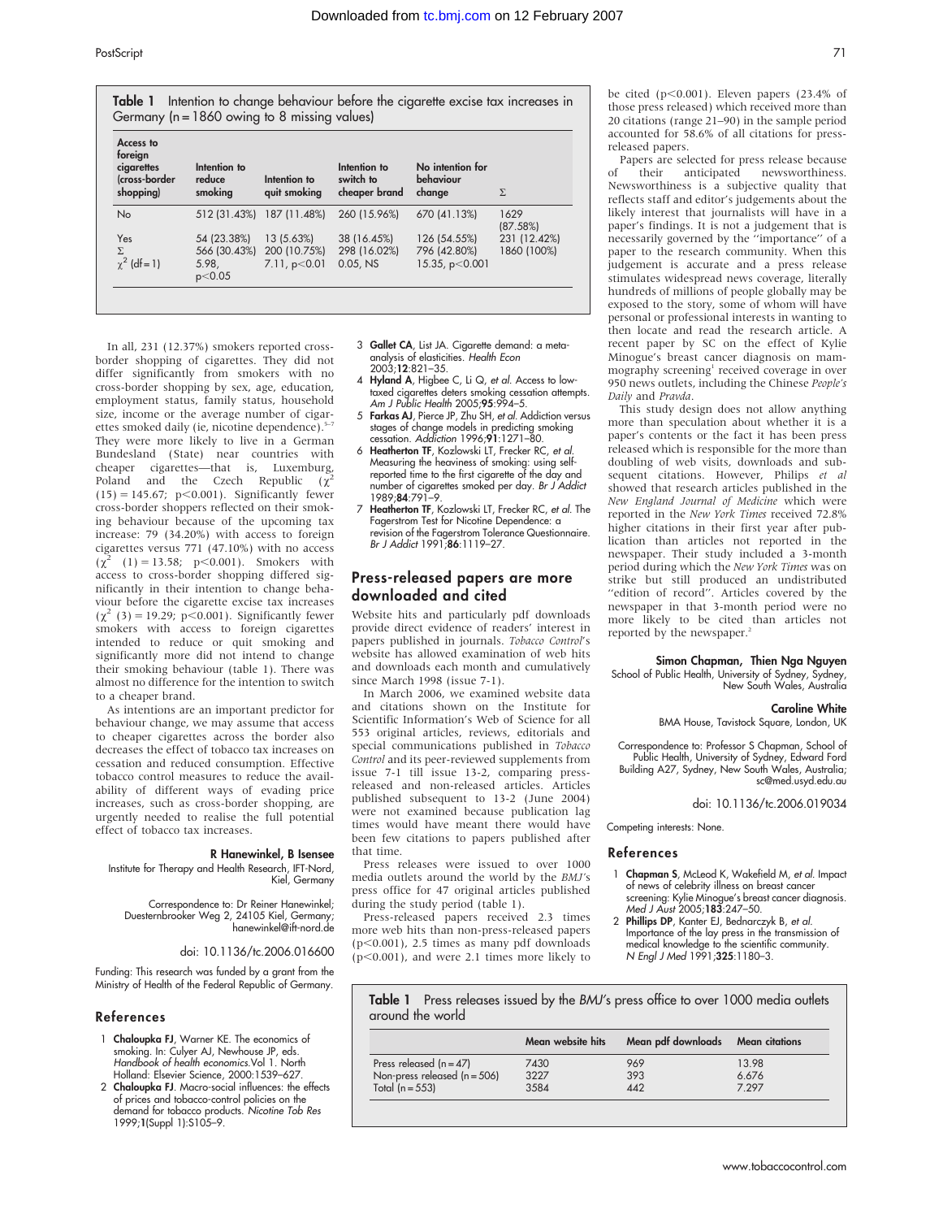**Table 1** Intention to change behaviour before the cigarette excise tax increases in Germany (n = 1860 owing to 8 missing values)

| Access to foreign cigarettes (cross-border shopping) | Intention to reduce smoking | Intention to quit smoking | Intention to switch to cheaper brand | No intention for behaviour change | Σ |
|---|---|---|---|---|---|
| No | 512 (31.43%) | 187 (11.48%) | 260 (15.96%) | 670 (41.13%) | 1629 (87.58%) |
| Yes | 54 (23.38%) | 13 (5.63%) | 38 (16.45%) | 126 (54.55%) | 231 (12.42%) |
| Σ | 566 (30.43%) | 200 (10.75%) | 298 (16.02%) | 796 (42.80%) | 1860 (100%) |
| $\chi^2$ (df = 1) | 5.98, $p<0.05$ | 7.11, $p<0.01$ | 0.05, NS | 15.35, $p<0.001$ | |

In all, 231 (12.37%) smokers reported cross-border shopping of cigarettes. They did not differ significantly from smokers with no cross-border shopping by sex, age, education, employment status, family status, household size, income or the average number of cigarettes smoked daily (ie, nicotine dependence).[5–7] They were more likely to live in a German Bundesland (State) near countries with cheaper cigarettes—that is, Luxemburg, Poland and the Czech Republic ($\chi^2$ (15) = 145.67; $p<0.001$). Significantly fewer cross-border shoppers reflected on their smoking behaviour because of the upcoming tax increase: 79 (34.20%) with access to foreign cigarettes versus 771 (47.10%) with no access ($\chi^2$ (1) = 13.58; $p<0.001$). Smokers with access to cross-border shopping differed significantly in their intention to change behaviour before the cigarette excise tax increases ($\chi^2$ (3) = 19.29; $p<0.001$). Significantly fewer smokers with access to foreign cigarettes intended to reduce or quit smoking and significantly more did not intend to change their smoking behaviour (table 1). There was almost no difference for the intention to switch to a cheaper brand.

As intentions are an important predictor for behaviour change, we may assume that access to cheaper cigarettes across the border also decreases the effect of tobacco tax increases on cessation and reduced consumption. Effective tobacco control measures to reduce the availability of different ways of evading price increases, such as cross-border shopping, are urgently needed to realise the full potential effect of tobacco tax increases.

**R Hanewinkel, B Isensee**
Institute for Therapy and Health Research, IFT-Nord, Kiel, Germany

Correspondence to: Dr Reiner Hanewinkel; Duesternbrooker Weg 2, 24105 Kiel, Germany; hanewinkel@ift-nord.de

doi: 10.1136/tc.2006.016600

Funding: This research was funded by a grant from the Ministry of Health of the Federal Republic of Germany.

## References

1. **Chaloupka FJ**, Warner KE. The economics of smoking. In: Culyer AJ, Newhouse JP, eds. *Handbook of health economics*.Vol 1. North Holland: Elsevier Science, 2000:1539–627.
2. **Chaloupka FJ**. Macro-social influences: the effects of prices and tobacco-control policies on the demand for tobacco products. *Nicotine Tob Res* 1999;**1**(Suppl 1):S105–9.
3. **Gallet CA**, List JA. Cigarette demand: a meta-analysis of elasticities. *Health Econ* 2003;**12**:821–35.
4. **Hyland A**, Higbee C, Li Q, *et al*. Access to low-taxed cigarettes deters smoking cessation attempts. *Am J Public Health* 2005;**95**:994–5.
5. **Farkas AJ**, Pierce JP, Zhu SH, *et al*. Addiction versus stages of change models in predicting smoking cessation. *Addiction* 1996;**91**:1271–80.
6. **Heatherton TF**, Kozlowski LT, Frecker RC, *et al*. Measuring the heaviness of smoking: using self-reported time to the first cigarette of the day and number of cigarettes smoked per day. *Br J Addict* 1989;**84**:791–9.
7. **Heatherton TF**, Kozlowski LT, Frecker RC, *et al*. The Fagerstrom Test for Nicotine Dependence: a revision of the Fagerstrom Tolerance Questionnaire. *Br J Addict* 1991;**86**:1119–27.

## Press-released papers are more downloaded and cited

Website hits and particularly pdf downloads provide direct evidence of readers' interest in papers published in journals. *Tobacco Control*'s website has allowed examination of web hits and downloads each month and cumulatively since March 1998 (issue 7-1).

In March 2006, we examined website data and citations shown on the Institute for Scientific Information's Web of Science for all 553 original articles, reviews, editorials and special communications published in *Tobacco Control* and its peer-reviewed supplements from issue 7-1 till issue 13-2, comparing press-released and non-released articles. Articles published subsequent to 13-2 (June 2004) were not examined because publication lag times would have meant there would have been few citations to papers published after that time.

Press releases were issued to over 1000 media outlets around the world by the *BMJ*'s press office for 47 original articles published during the study period (table 1).

Press-released papers received 2.3 times more web hits than non-press-released papers ($p<0.001$), 2.5 times as many pdf downloads ($p<0.001$), and were 2.1 times more likely to be cited ($p<0.001$). Eleven papers (23.4% of those press released) which received more than 20 citations (range 21–90) in the sample period accounted for 58.6% of all citations for press-released papers.

Papers are selected for press release because of their anticipated newsworthiness. Newsworthiness is a subjective quality that reflects staff and editor's judgements about the likely interest that journalists will have in a paper's findings. It is not a judgement that is necessarily governed by the "importance" of a paper to the research community. When this judgement is accurate and a press release stimulates widespread news coverage, literally hundreds of millions of people globally may be exposed to the story, some of whom will have personal or professional interests in wanting to then locate and read the research article. A recent paper by SC on the effect of Kylie Minogue's breast cancer diagnosis on mammography screening[1] received coverage in over 950 news outlets, including the Chinese *People's Daily* and *Pravda*.

This study design does not allow anything more than speculation about whether it is a paper's contents or the fact it has been press released which is responsible for the more than doubling of web visits, downloads and subsequent citations. However, Philips *et al* showed that research articles published in the *New England Journal of Medicine* which were reported in the *New York Times* received 72.8% higher citations in their first year after publication than articles not reported in the newspaper. Their study included a 3-month period during which the *New York Times* was on strike but still produced an undistributed "edition of record". Articles covered by the newspaper in that 3-month period were no more likely to be cited than articles not reported by the newspaper.[2]

**Simon Chapman, Thien Nga Nguyen**
School of Public Health, University of Sydney, Sydney, New South Wales, Australia

**Caroline White**
BMA House, Tavistock Square, London, UK

Correspondence to: Professor S Chapman, School of Public Health, University of Sydney, Edward Ford Building A27, Sydney, New South Wales, Australia; sc@med.usyd.edu.au

doi: 10.1136/tc.2006.019034

Competing interests: None.

## References

1. **Chapman S**, McLeod K, Wakefield M, *et al*. Impact of news of celebrity illness on breast cancer screening: Kylie Minogue's breast cancer diagnosis. *Med J Aust* 2005;**183**:247–50.
2. **Phillips DP**, Kanter EJ, Bednarczyk B, *et al*. Importance of the lay press in the transmission of medical knowledge to the scientific community. *N Engl J Med* 1991;**325**:1180–3.

**Table 1** Press releases issued by the *BMJ*'s press office to over 1000 media outlets around the world

| | Mean website hits | Mean pdf downloads | Mean citations |
|---|---|---|---|
| Press released (n = 47) | 7430 | 969 | 13.98 |
| Non-press released (n = 506) | 3227 | 393 | 6.676 |
| Total (n = 553) | 3584 | 442 | 7.297 |